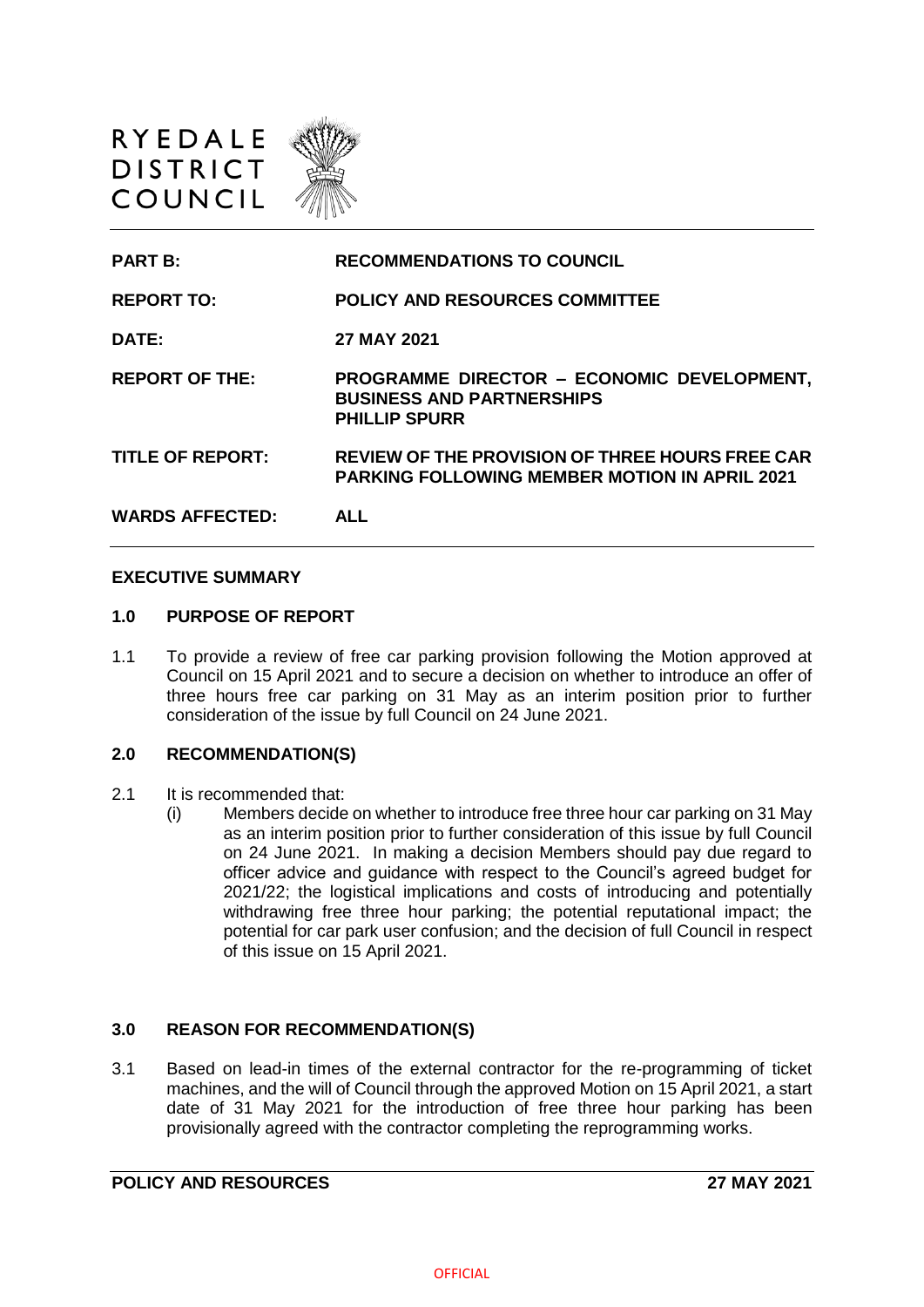RYEDALE DISTRICT COUNCIL

| | |
|---|---|
| **PART B:** | **RECOMMENDATIONS TO COUNCIL** |
| **REPORT TO:** | **POLICY AND RESOURCES COMMITTEE** |
| **DATE:** | **27 MAY 2021** |
| **REPORT OF THE:** | **PROGRAMME DIRECTOR – ECONOMIC DEVELOPMENT, BUSINESS AND PARTNERSHIPS PHILLIP SPURR** |
| **TITLE OF REPORT:** | **REVIEW OF THE PROVISION OF THREE HOURS FREE CAR PARKING FOLLOWING MEMBER MOTION IN APRIL 2021** |
| **WARDS AFFECTED:** | **ALL** |

## EXECUTIVE SUMMARY

### 1.0 PURPOSE OF REPORT

1.1 To provide a review of free car parking provision following the Motion approved at Council on 15 April 2021 and to secure a decision on whether to introduce an offer of three hours free car parking on 31 May as an interim position prior to further consideration of the issue by full Council on 24 June 2021.

### 2.0 RECOMMENDATION(S)

2.1 It is recommended that:

(i) Members decide on whether to introduce free three hour car parking on 31 May as an interim position prior to further consideration of this issue by full Council on 24 June 2021. In making a decision Members should pay due regard to officer advice and guidance with respect to the Council's agreed budget for 2021/22; the logistical implications and costs of introducing and potentially withdrawing free three hour parking; the potential reputational impact; the potential for car park user confusion; and the decision of full Council in respect of this issue on 15 April 2021.

### 3.0 REASON FOR RECOMMENDATION(S)

3.1 Based on lead-in times of the external contractor for the re-programming of ticket machines, and the will of Council through the approved Motion on 15 April 2021, a start date of 31 May 2021 for the introduction of free three hour parking has been provisionally agreed with the contractor completing the reprogramming works.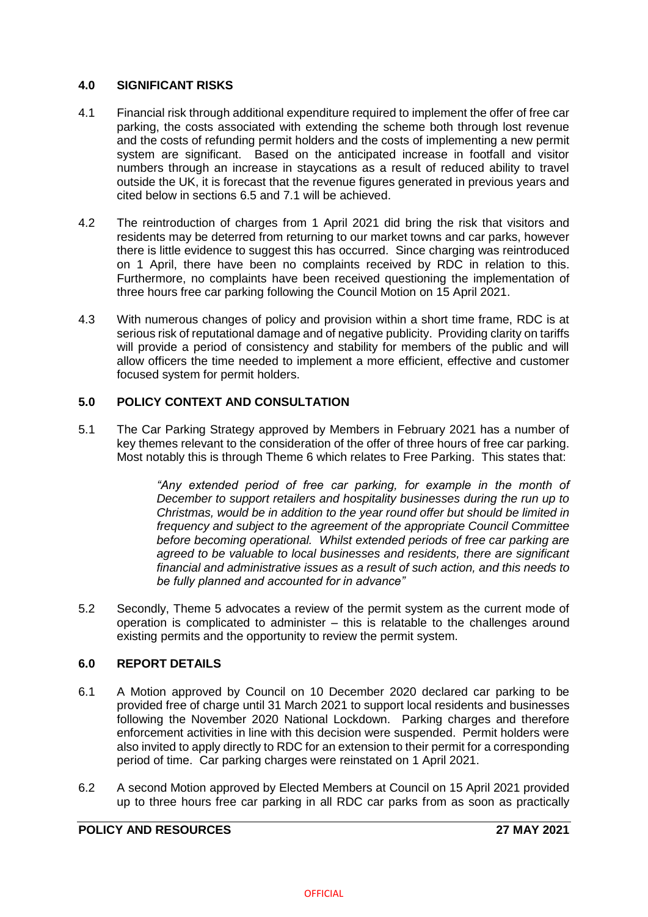## 4.0 SIGNIFICANT RISKS

4.1 Financial risk through additional expenditure required to implement the offer of free car parking, the costs associated with extending the scheme both through lost revenue and the costs of refunding permit holders and the costs of implementing a new permit system are significant. Based on the anticipated increase in footfall and visitor numbers through an increase in staycations as a result of reduced ability to travel outside the UK, it is forecast that the revenue figures generated in previous years and cited below in sections 6.5 and 7.1 will be achieved.

4.2 The reintroduction of charges from 1 April 2021 did bring the risk that visitors and residents may be deterred from returning to our market towns and car parks, however there is little evidence to suggest this has occurred. Since charging was reintroduced on 1 April, there have been no complaints received by RDC in relation to this. Furthermore, no complaints have been received questioning the implementation of three hours free car parking following the Council Motion on 15 April 2021.

4.3 With numerous changes of policy and provision within a short time frame, RDC is at serious risk of reputational damage and of negative publicity. Providing clarity on tariffs will provide a period of consistency and stability for members of the public and will allow officers the time needed to implement a more efficient, effective and customer focused system for permit holders.

## 5.0 POLICY CONTEXT AND CONSULTATION

5.1 The Car Parking Strategy approved by Members in February 2021 has a number of key themes relevant to the consideration of the offer of three hours of free car parking. Most notably this is through Theme 6 which relates to Free Parking. This states that:

> *"Any extended period of free car parking, for example in the month of December to support retailers and hospitality businesses during the run up to Christmas, would be in addition to the year round offer but should be limited in frequency and subject to the agreement of the appropriate Council Committee before becoming operational. Whilst extended periods of free car parking are agreed to be valuable to local businesses and residents, there are significant financial and administrative issues as a result of such action, and this needs to be fully planned and accounted for in advance"*

5.2 Secondly, Theme 5 advocates a review of the permit system as the current mode of operation is complicated to administer – this is relatable to the challenges around existing permits and the opportunity to review the permit system.

## 6.0 REPORT DETAILS

6.1 A Motion approved by Council on 10 December 2020 declared car parking to be provided free of charge until 31 March 2021 to support local residents and businesses following the November 2020 National Lockdown. Parking charges and therefore enforcement activities in line with this decision were suspended. Permit holders were also invited to apply directly to RDC for an extension to their permit for a corresponding period of time. Car parking charges were reinstated on 1 April 2021.

6.2 A second Motion approved by Elected Members at Council on 15 April 2021 provided up to three hours free car parking in all RDC car parks from as soon as practically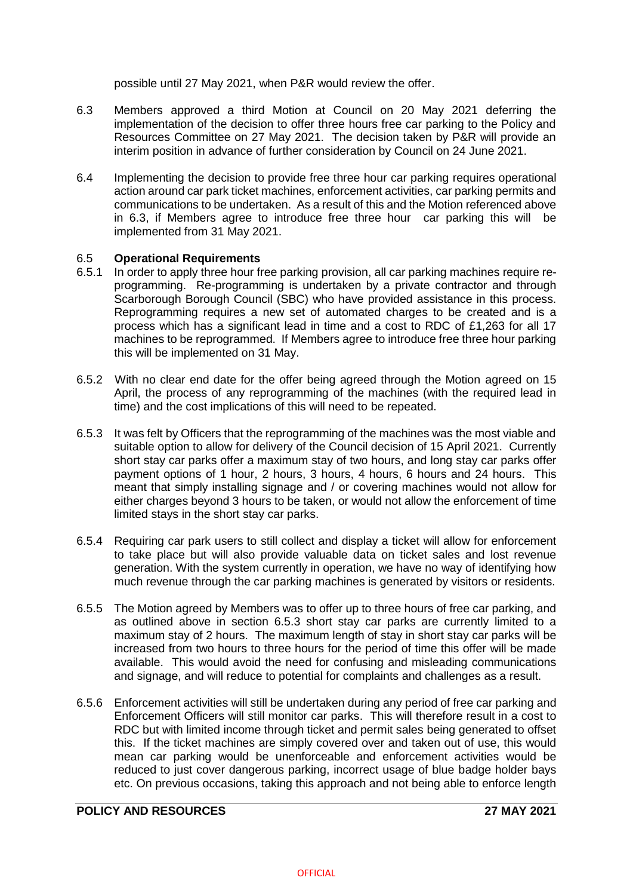possible until 27 May 2021, when P&R would review the offer.

6.3 Members approved a third Motion at Council on 20 May 2021 deferring the implementation of the decision to offer three hours free car parking to the Policy and Resources Committee on 27 May 2021. The decision taken by P&R will provide an interim position in advance of further consideration by Council on 24 June 2021.

6.4 Implementing the decision to provide free three hour car parking requires operational action around car park ticket machines, enforcement activities, car parking permits and communications to be undertaken. As a result of this and the Motion referenced above in 6.3, if Members agree to introduce free three hour car parking this will be implemented from 31 May 2021.

6.5 **Operational Requirements**

6.5.1 In order to apply three hour free parking provision, all car parking machines require re-programming. Re-programming is undertaken by a private contractor and through Scarborough Borough Council (SBC) who have provided assistance in this process. Reprogramming requires a new set of automated charges to be created and is a process which has a significant lead in time and a cost to RDC of £1,263 for all 17 machines to be reprogrammed. If Members agree to introduce free three hour parking this will be implemented on 31 May.

6.5.2 With no clear end date for the offer being agreed through the Motion agreed on 15 April, the process of any reprogramming of the machines (with the required lead in time) and the cost implications of this will need to be repeated.

6.5.3 It was felt by Officers that the reprogramming of the machines was the most viable and suitable option to allow for delivery of the Council decision of 15 April 2021. Currently short stay car parks offer a maximum stay of two hours, and long stay car parks offer payment options of 1 hour, 2 hours, 3 hours, 4 hours, 6 hours and 24 hours. This meant that simply installing signage and / or covering machines would not allow for either charges beyond 3 hours to be taken, or would not allow the enforcement of time limited stays in the short stay car parks.

6.5.4 Requiring car park users to still collect and display a ticket will allow for enforcement to take place but will also provide valuable data on ticket sales and lost revenue generation. With the system currently in operation, we have no way of identifying how much revenue through the car parking machines is generated by visitors or residents.

6.5.5 The Motion agreed by Members was to offer up to three hours of free car parking, and as outlined above in section 6.5.3 short stay car parks are currently limited to a maximum stay of 2 hours. The maximum length of stay in short stay car parks will be increased from two hours to three hours for the period of time this offer will be made available. This would avoid the need for confusing and misleading communications and signage, and will reduce to potential for complaints and challenges as a result.

6.5.6 Enforcement activities will still be undertaken during any period of free car parking and Enforcement Officers will still monitor car parks. This will therefore result in a cost to RDC but with limited income through ticket and permit sales being generated to offset this. If the ticket machines are simply covered over and taken out of use, this would mean car parking would be unenforceable and enforcement activities would be reduced to just cover dangerous parking, incorrect usage of blue badge holder bays etc. On previous occasions, taking this approach and not being able to enforce length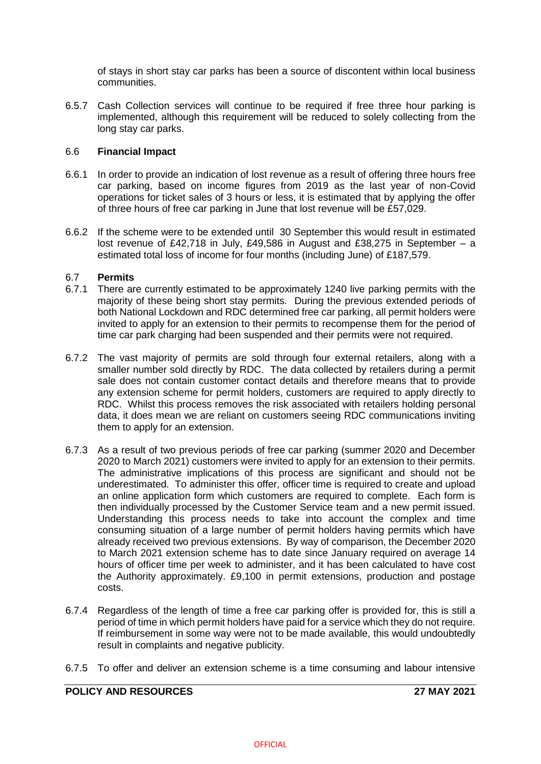of stays in short stay car parks has been a source of discontent within local business communities.

6.5.7 Cash Collection services will continue to be required if free three hour parking is implemented, although this requirement will be reduced to solely collecting from the long stay car parks.

### 6.6 Financial Impact

6.6.1 In order to provide an indication of lost revenue as a result of offering three hours free car parking, based on income figures from 2019 as the last year of non-Covid operations for ticket sales of 3 hours or less, it is estimated that by applying the offer of three hours of free car parking in June that lost revenue will be £57,029.

6.6.2 If the scheme were to be extended until 30 September this would result in estimated lost revenue of £42,718 in July, £49,586 in August and £38,275 in September – a estimated total loss of income for four months (including June) of £187,579.

### 6.7 Permits

6.7.1 There are currently estimated to be approximately 1240 live parking permits with the majority of these being short stay permits. During the previous extended periods of both National Lockdown and RDC determined free car parking, all permit holders were invited to apply for an extension to their permits to recompense them for the period of time car park charging had been suspended and their permits were not required.

6.7.2 The vast majority of permits are sold through four external retailers, along with a smaller number sold directly by RDC. The data collected by retailers during a permit sale does not contain customer contact details and therefore means that to provide any extension scheme for permit holders, customers are required to apply directly to RDC. Whilst this process removes the risk associated with retailers holding personal data, it does mean we are reliant on customers seeing RDC communications inviting them to apply for an extension.

6.7.3 As a result of two previous periods of free car parking (summer 2020 and December 2020 to March 2021) customers were invited to apply for an extension to their permits. The administrative implications of this process are significant and should not be underestimated. To administer this offer, officer time is required to create and upload an online application form which customers are required to complete. Each form is then individually processed by the Customer Service team and a new permit issued. Understanding this process needs to take into account the complex and time consuming situation of a large number of permit holders having permits which have already received two previous extensions. By way of comparison, the December 2020 to March 2021 extension scheme has to date since January required on average 14 hours of officer time per week to administer, and it has been calculated to have cost the Authority approximately. £9,100 in permit extensions, production and postage costs.

6.7.4 Regardless of the length of time a free car parking offer is provided for, this is still a period of time in which permit holders have paid for a service which they do not require. If reimbursement in some way were not to be made available, this would undoubtedly result in complaints and negative publicity.

6.7.5 To offer and deliver an extension scheme is a time consuming and labour intensive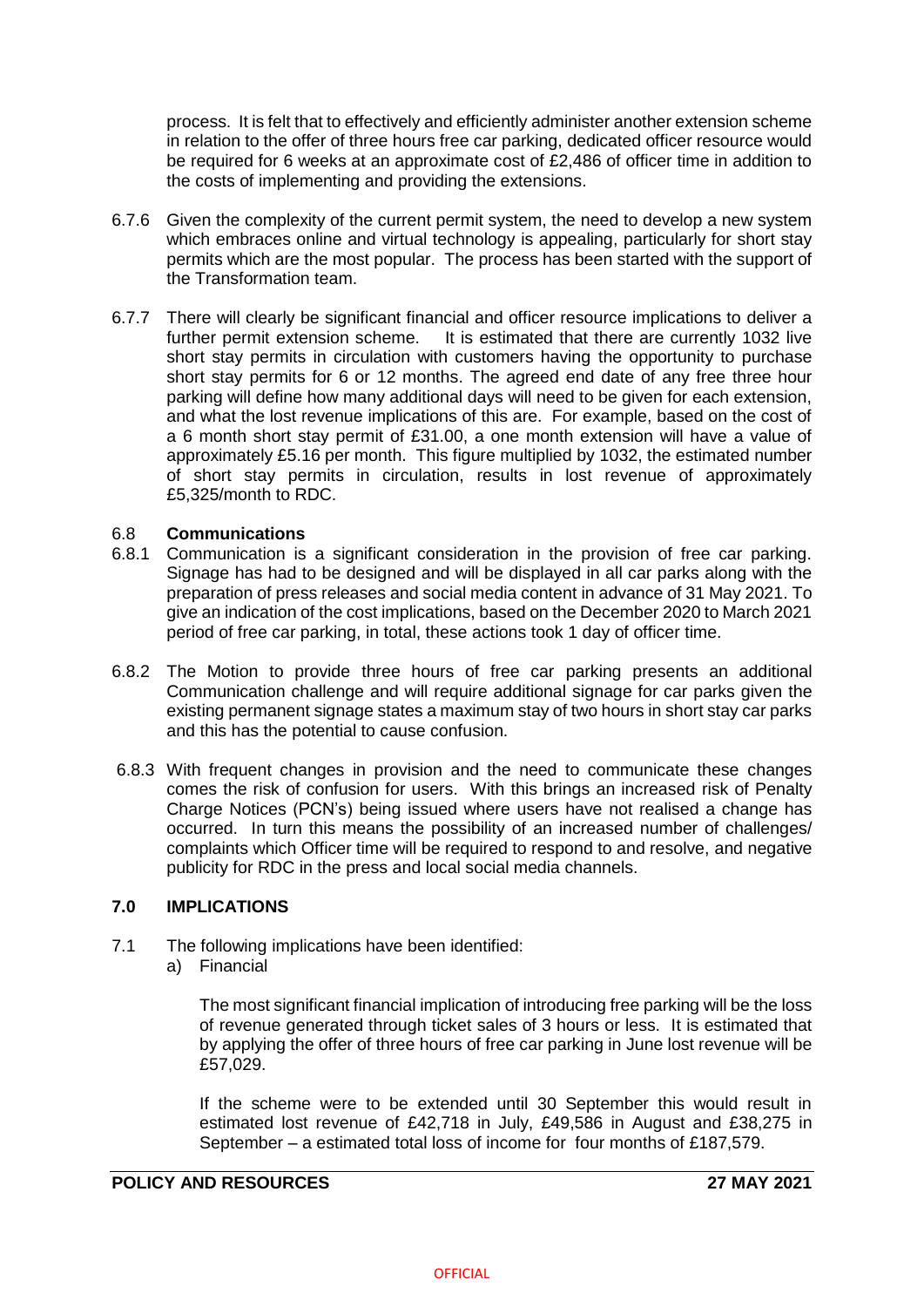process. It is felt that to effectively and efficiently administer another extension scheme in relation to the offer of three hours free car parking, dedicated officer resource would be required for 6 weeks at an approximate cost of £2,486 of officer time in addition to the costs of implementing and providing the extensions.

6.7.6 Given the complexity of the current permit system, the need to develop a new system which embraces online and virtual technology is appealing, particularly for short stay permits which are the most popular. The process has been started with the support of the Transformation team.

6.7.7 There will clearly be significant financial and officer resource implications to deliver a further permit extension scheme. It is estimated that there are currently 1032 live short stay permits in circulation with customers having the opportunity to purchase short stay permits for 6 or 12 months. The agreed end date of any free three hour parking will define how many additional days will need to be given for each extension, and what the lost revenue implications of this are. For example, based on the cost of a 6 month short stay permit of £31.00, a one month extension will have a value of approximately £5.16 per month. This figure multiplied by 1032, the estimated number of short stay permits in circulation, results in lost revenue of approximately £5,325/month to RDC.

### 6.8 Communications

6.8.1 Communication is a significant consideration in the provision of free car parking. Signage has had to be designed and will be displayed in all car parks along with the preparation of press releases and social media content in advance of 31 May 2021. To give an indication of the cost implications, based on the December 2020 to March 2021 period of free car parking, in total, these actions took 1 day of officer time.

6.8.2 The Motion to provide three hours of free car parking presents an additional Communication challenge and will require additional signage for car parks given the existing permanent signage states a maximum stay of two hours in short stay car parks and this has the potential to cause confusion.

6.8.3 With frequent changes in provision and the need to communicate these changes comes the risk of confusion for users. With this brings an increased risk of Penalty Charge Notices (PCN's) being issued where users have not realised a change has occurred. In turn this means the possibility of an increased number of challenges/ complaints which Officer time will be required to respond to and resolve, and negative publicity for RDC in the press and local social media channels.

## 7.0 IMPLICATIONS

7.1 The following implications have been identified:

a) Financial

The most significant financial implication of introducing free parking will be the loss of revenue generated through ticket sales of 3 hours or less. It is estimated that by applying the offer of three hours of free car parking in June lost revenue will be £57,029.

If the scheme were to be extended until 30 September this would result in estimated lost revenue of £42,718 in July, £49,586 in August and £38,275 in September – a estimated total loss of income for four months of £187,579.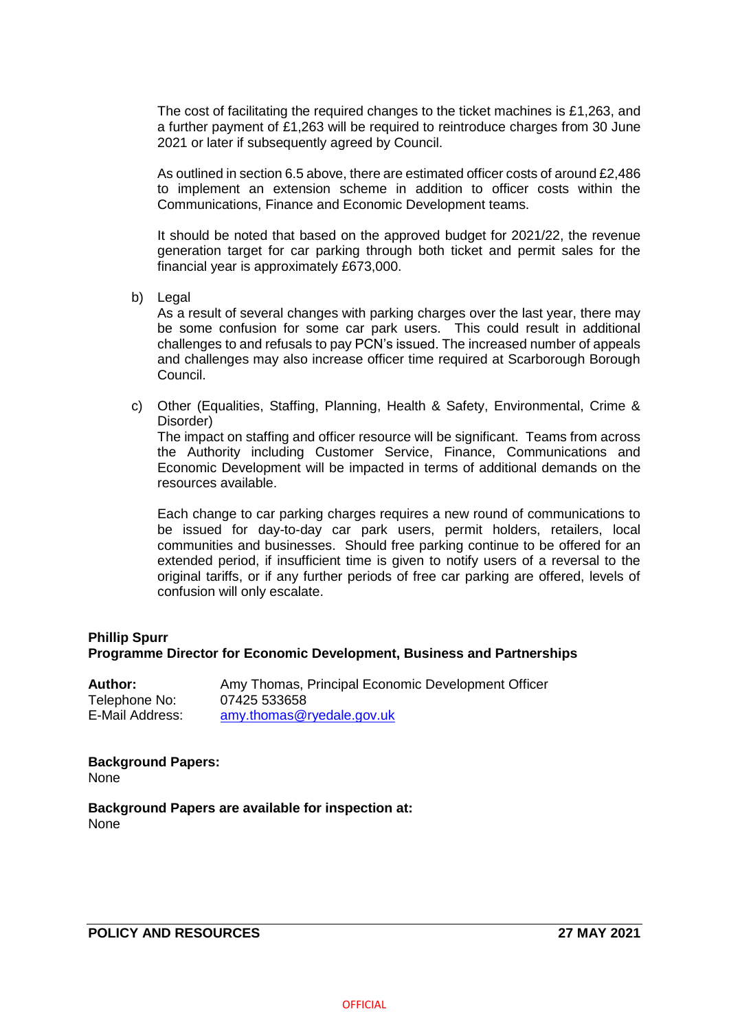The cost of facilitating the required changes to the ticket machines is £1,263, and a further payment of £1,263 will be required to reintroduce charges from 30 June 2021 or later if subsequently agreed by Council.

As outlined in section 6.5 above, there are estimated officer costs of around £2,486 to implement an extension scheme in addition to officer costs within the Communications, Finance and Economic Development teams.

It should be noted that based on the approved budget for 2021/22, the revenue generation target for car parking through both ticket and permit sales for the financial year is approximately £673,000.

b) Legal
As a result of several changes with parking charges over the last year, there may be some confusion for some car park users. This could result in additional challenges to and refusals to pay PCN's issued. The increased number of appeals and challenges may also increase officer time required at Scarborough Borough Council.

c) Other (Equalities, Staffing, Planning, Health & Safety, Environmental, Crime & Disorder)
The impact on staffing and officer resource will be significant. Teams from across the Authority including Customer Service, Finance, Communications and Economic Development will be impacted in terms of additional demands on the resources available.

Each change to car parking charges requires a new round of communications to be issued for day-to-day car park users, permit holders, retailers, local communities and businesses. Should free parking continue to be offered for an extended period, if insufficient time is given to notify users of a reversal to the original tariffs, or if any further periods of free car parking are offered, levels of confusion will only escalate.

**Phillip Spurr**
**Programme Director for Economic Development, Business and Partnerships**

**Author:** Amy Thomas, Principal Economic Development Officer
Telephone No: 07425 533658
E-Mail Address: amy.thomas@ryedale.gov.uk

**Background Papers:**
None

**Background Papers are available for inspection at:**
None